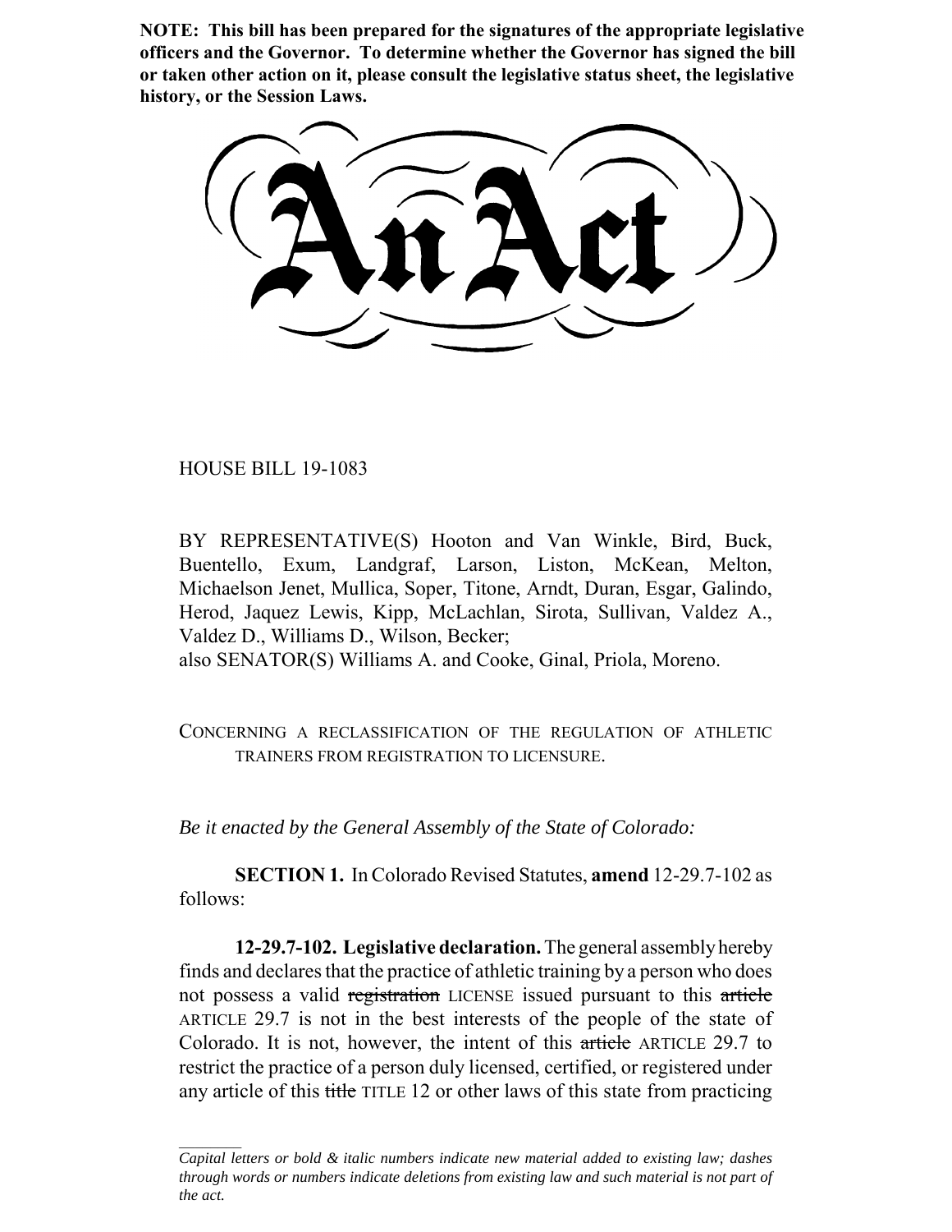**NOTE: This bill has been prepared for the signatures of the appropriate legislative officers and the Governor. To determine whether the Governor has signed the bill or taken other action on it, please consult the legislative status sheet, the legislative history, or the Session Laws.**

# An Act

HOUSE BILL 19-1083

BY REPRESENTATIVE(S) Hooton and Van Winkle, Bird, Buck, Buentello, Exum, Landgraf, Larson, Liston, McKean, Melton, Michaelson Jenet, Mullica, Soper, Titone, Arndt, Duran, Esgar, Galindo, Herod, Jaquez Lewis, Kipp, McLachlan, Sirota, Sullivan, Valdez A., Valdez D., Williams D., Wilson, Becker;
also SENATOR(S) Williams A. and Cooke, Ginal, Priola, Moreno.

CONCERNING A RECLASSIFICATION OF THE REGULATION OF ATHLETIC TRAINERS FROM REGISTRATION TO LICENSURE.

*Be it enacted by the General Assembly of the State of Colorado:*

**SECTION 1.** In Colorado Revised Statutes, **amend** 12-29.7-102 as follows:

**12-29.7-102. Legislative declaration.** The general assembly hereby finds and declares that the practice of athletic training by a person who does not possess a valid ~~registration~~ LICENSE issued pursuant to this ~~article~~ ARTICLE 29.7 is not in the best interests of the people of the state of Colorado. It is not, however, the intent of this ~~article~~ ARTICLE 29.7 to restrict the practice of a person duly licensed, certified, or registered under any article of this ~~title~~ TITLE 12 or other laws of this state from practicing

*Capital letters or bold & italic numbers indicate new material added to existing law; dashes through words or numbers indicate deletions from existing law and such material is not part of the act.*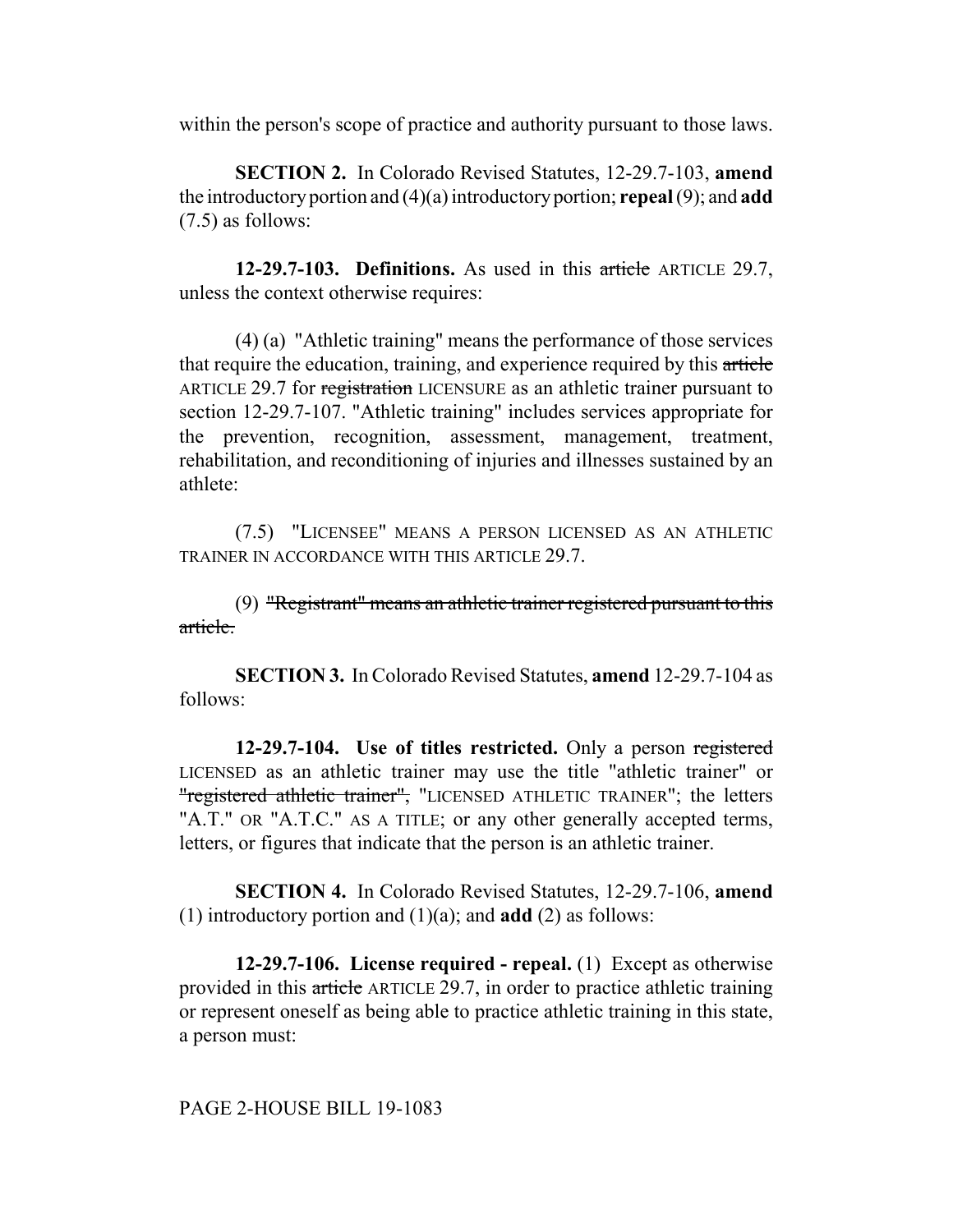within the person's scope of practice and authority pursuant to those laws.

**SECTION 2.** In Colorado Revised Statutes, 12-29.7-103, **amend** the introductory portion and (4)(a) introductory portion; **repeal** (9); and **add** (7.5) as follows:

**12-29.7-103. Definitions.** As used in this ~~article~~ ARTICLE 29.7, unless the context otherwise requires:

(4) (a) "Athletic training" means the performance of those services that require the education, training, and experience required by this ~~article~~ ARTICLE 29.7 for ~~registration~~ LICENSURE as an athletic trainer pursuant to section 12-29.7-107. "Athletic training" includes services appropriate for the prevention, recognition, assessment, management, treatment, rehabilitation, and reconditioning of injuries and illnesses sustained by an athlete:

(7.5) "LICENSEE" MEANS A PERSON LICENSED AS AN ATHLETIC TRAINER IN ACCORDANCE WITH THIS ARTICLE 29.7.

(9) ~~"Registrant" means an athletic trainer registered pursuant to this article.~~

**SECTION 3.** In Colorado Revised Statutes, **amend** 12-29.7-104 as follows:

**12-29.7-104. Use of titles restricted.** Only a person ~~registered~~ LICENSED as an athletic trainer may use the title "athletic trainer" or ~~"registered athletic trainer",~~ "LICENSED ATHLETIC TRAINER"; the letters "A.T." OR "A.T.C." AS A TITLE; or any other generally accepted terms, letters, or figures that indicate that the person is an athletic trainer.

**SECTION 4.** In Colorado Revised Statutes, 12-29.7-106, **amend** (1) introductory portion and (1)(a); and **add** (2) as follows:

**12-29.7-106. License required - repeal.** (1) Except as otherwise provided in this ~~article~~ ARTICLE 29.7, in order to practice athletic training or represent oneself as being able to practice athletic training in this state, a person must: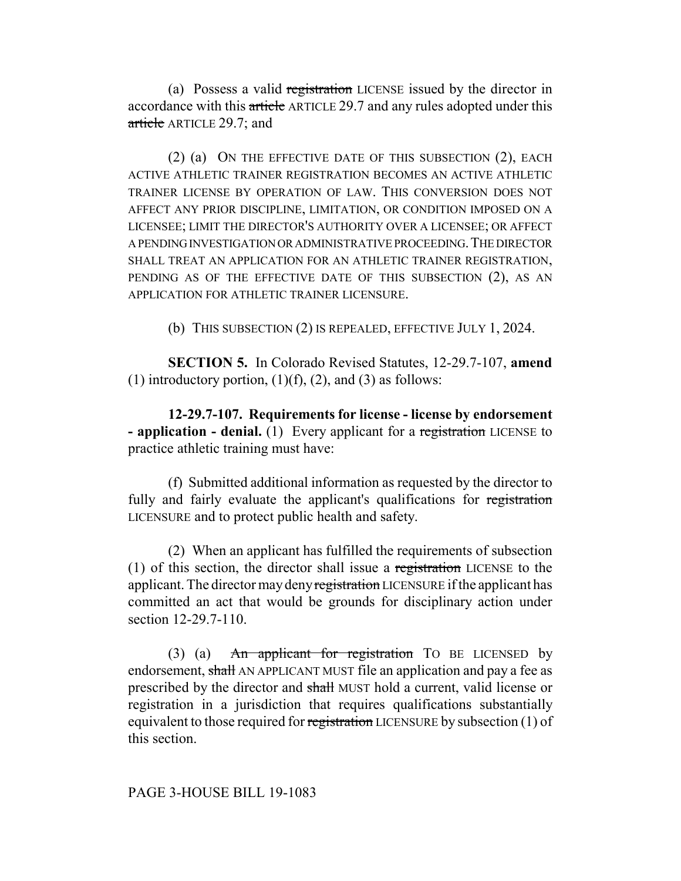(a) Possess a valid ~~registration~~ LICENSE issued by the director in accordance with this ~~article~~ ARTICLE 29.7 and any rules adopted under this ~~article~~ ARTICLE 29.7; and

(2) (a) ON THE EFFECTIVE DATE OF THIS SUBSECTION (2), EACH ACTIVE ATHLETIC TRAINER REGISTRATION BECOMES AN ACTIVE ATHLETIC TRAINER LICENSE BY OPERATION OF LAW. THIS CONVERSION DOES NOT AFFECT ANY PRIOR DISCIPLINE, LIMITATION, OR CONDITION IMPOSED ON A LICENSEE; LIMIT THE DIRECTOR'S AUTHORITY OVER A LICENSEE; OR AFFECT A PENDING INVESTIGATION OR ADMINISTRATIVE PROCEEDING. THE DIRECTOR SHALL TREAT AN APPLICATION FOR AN ATHLETIC TRAINER REGISTRATION, PENDING AS OF THE EFFECTIVE DATE OF THIS SUBSECTION (2), AS AN APPLICATION FOR ATHLETIC TRAINER LICENSURE.

(b) THIS SUBSECTION (2) IS REPEALED, EFFECTIVE JULY 1, 2024.

**SECTION 5.** In Colorado Revised Statutes, 12-29.7-107, **amend** (1) introductory portion, (1)(f), (2), and (3) as follows:

**12-29.7-107. Requirements for license - license by endorsement - application - denial.** (1) Every applicant for a ~~registration~~ LICENSE to practice athletic training must have:

(f) Submitted additional information as requested by the director to fully and fairly evaluate the applicant's qualifications for ~~registration~~ LICENSURE and to protect public health and safety.

(2) When an applicant has fulfilled the requirements of subsection (1) of this section, the director shall issue a ~~registration~~ LICENSE to the applicant. The director may deny ~~registration~~ LICENSURE if the applicant has committed an act that would be grounds for disciplinary action under section 12-29.7-110.

(3) (a) ~~An applicant for registration~~ TO BE LICENSED by endorsement, ~~shall~~ AN APPLICANT MUST file an application and pay a fee as prescribed by the director and ~~shall~~ MUST hold a current, valid license or registration in a jurisdiction that requires qualifications substantially equivalent to those required for ~~registration~~ LICENSURE by subsection (1) of this section.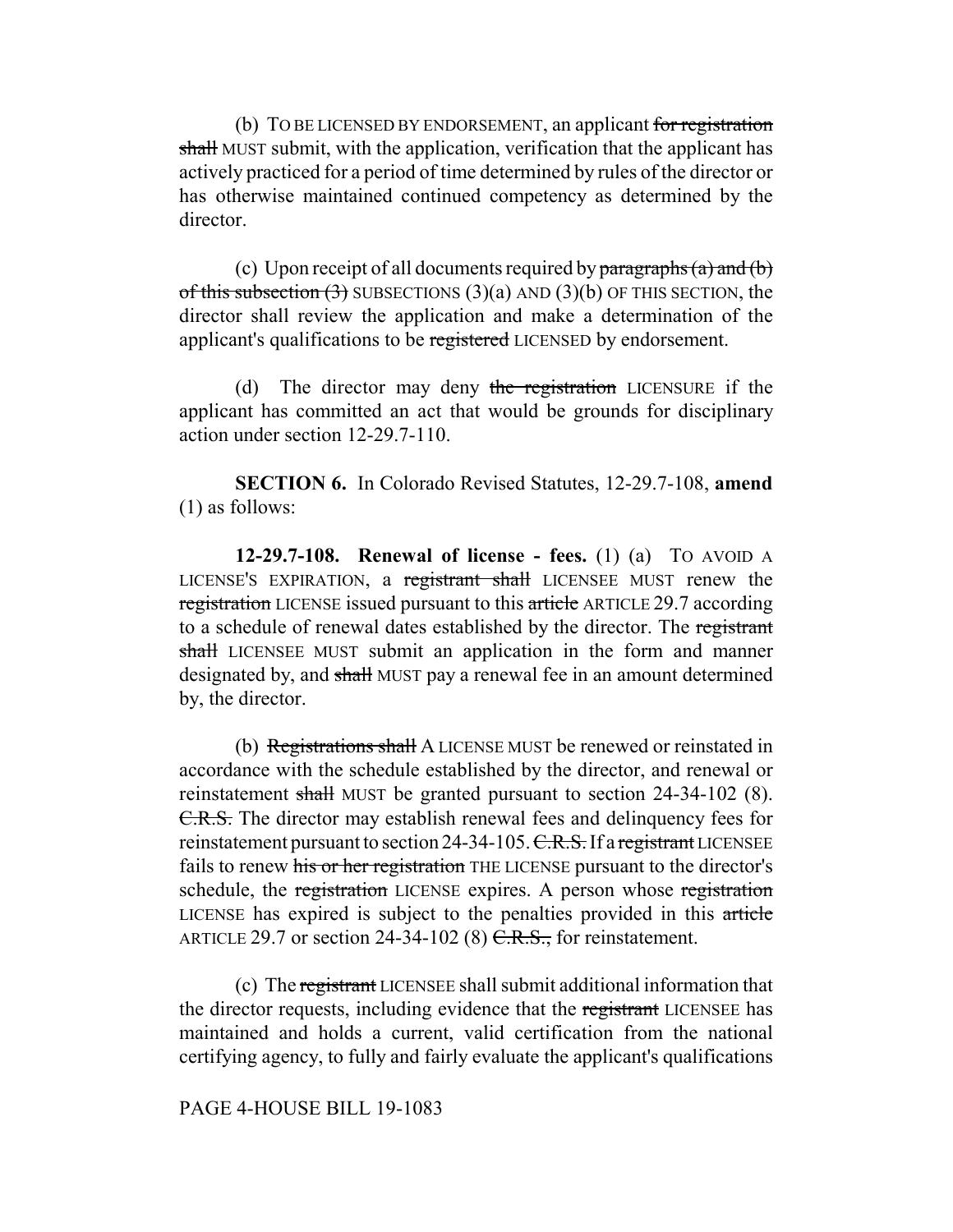(b) TO BE LICENSED BY ENDORSEMENT, an applicant ~~for registration shall~~ MUST submit, with the application, verification that the applicant has actively practiced for a period of time determined by rules of the director or has otherwise maintained continued competency as determined by the director.

(c) Upon receipt of all documents required by ~~paragraphs (a) and (b) of this subsection (3)~~ SUBSECTIONS (3)(a) AND (3)(b) OF THIS SECTION, the director shall review the application and make a determination of the applicant's qualifications to be ~~registered~~ LICENSED by endorsement.

(d) The director may deny ~~the registration~~ LICENSURE if the applicant has committed an act that would be grounds for disciplinary action under section 12-29.7-110.

**SECTION 6.** In Colorado Revised Statutes, 12-29.7-108, **amend** (1) as follows:

**12-29.7-108. Renewal of license - fees.** (1) (a) TO AVOID A LICENSE'S EXPIRATION, a ~~registrant shall~~ LICENSEE MUST renew the ~~registration~~ LICENSE issued pursuant to this ~~article~~ ARTICLE 29.7 according to a schedule of renewal dates established by the director. The ~~registrant shall~~ LICENSEE MUST submit an application in the form and manner designated by, and ~~shall~~ MUST pay a renewal fee in an amount determined by, the director.

(b) ~~Registrations shall~~ A LICENSE MUST be renewed or reinstated in accordance with the schedule established by the director, and renewal or reinstatement ~~shall~~ MUST be granted pursuant to section 24-34-102 (8). ~~C.R.S.~~ The director may establish renewal fees and delinquency fees for reinstatement pursuant to section 24-34-105. ~~C.R.S.~~ If a ~~registrant~~ LICENSEE fails to renew ~~his or her registration~~ THE LICENSE pursuant to the director's schedule, the ~~registration~~ LICENSE expires. A person whose ~~registration~~ LICENSE has expired is subject to the penalties provided in this ~~article~~ ARTICLE 29.7 or section 24-34-102 (8) ~~C.R.S.,~~ for reinstatement.

(c) The ~~registrant~~ LICENSEE shall submit additional information that the director requests, including evidence that the ~~registrant~~ LICENSEE has maintained and holds a current, valid certification from the national certifying agency, to fully and fairly evaluate the applicant's qualifications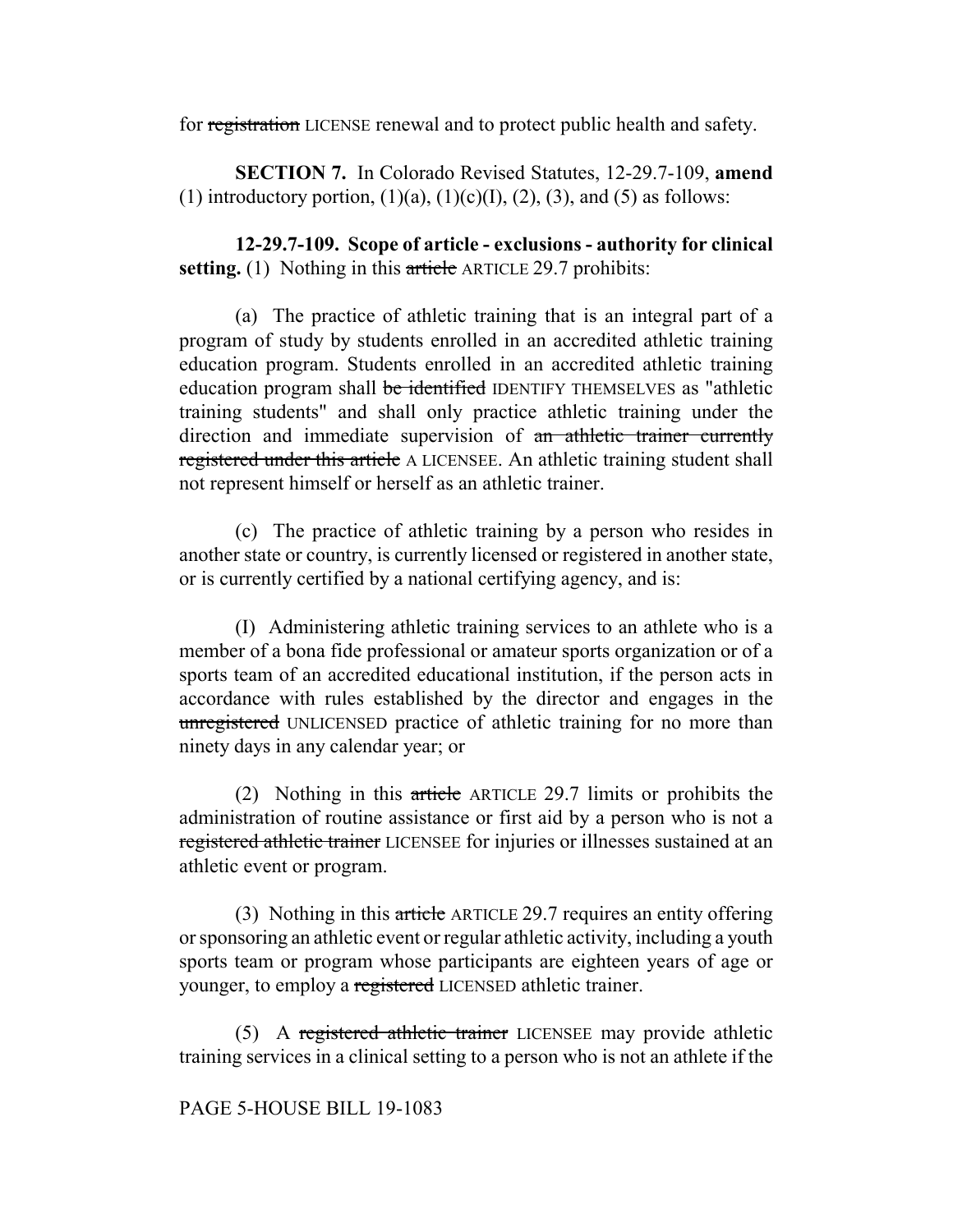for ~~registration~~ LICENSE renewal and to protect public health and safety.

**SECTION 7.** In Colorado Revised Statutes, 12-29.7-109, **amend** (1) introductory portion, (1)(a), (1)(c)(I), (2), (3), and (5) as follows:

**12-29.7-109. Scope of article - exclusions - authority for clinical setting.** (1) Nothing in this ~~article~~ ARTICLE 29.7 prohibits:

(a) The practice of athletic training that is an integral part of a program of study by students enrolled in an accredited athletic training education program. Students enrolled in an accredited athletic training education program shall ~~be identified~~ IDENTIFY THEMSELVES as "athletic training students" and shall only practice athletic training under the direction and immediate supervision of ~~an athletic trainer currently registered under this article~~ A LICENSEE. An athletic training student shall not represent himself or herself as an athletic trainer.

(c) The practice of athletic training by a person who resides in another state or country, is currently licensed or registered in another state, or is currently certified by a national certifying agency, and is:

(I) Administering athletic training services to an athlete who is a member of a bona fide professional or amateur sports organization or of a sports team of an accredited educational institution, if the person acts in accordance with rules established by the director and engages in the ~~unregistered~~ UNLICENSED practice of athletic training for no more than ninety days in any calendar year; or

(2) Nothing in this ~~article~~ ARTICLE 29.7 limits or prohibits the administration of routine assistance or first aid by a person who is not a ~~registered athletic trainer~~ LICENSEE for injuries or illnesses sustained at an athletic event or program.

(3) Nothing in this ~~article~~ ARTICLE 29.7 requires an entity offering or sponsoring an athletic event or regular athletic activity, including a youth sports team or program whose participants are eighteen years of age or younger, to employ a ~~registered~~ LICENSED athletic trainer.

(5) A ~~registered athletic trainer~~ LICENSEE may provide athletic training services in a clinical setting to a person who is not an athlete if the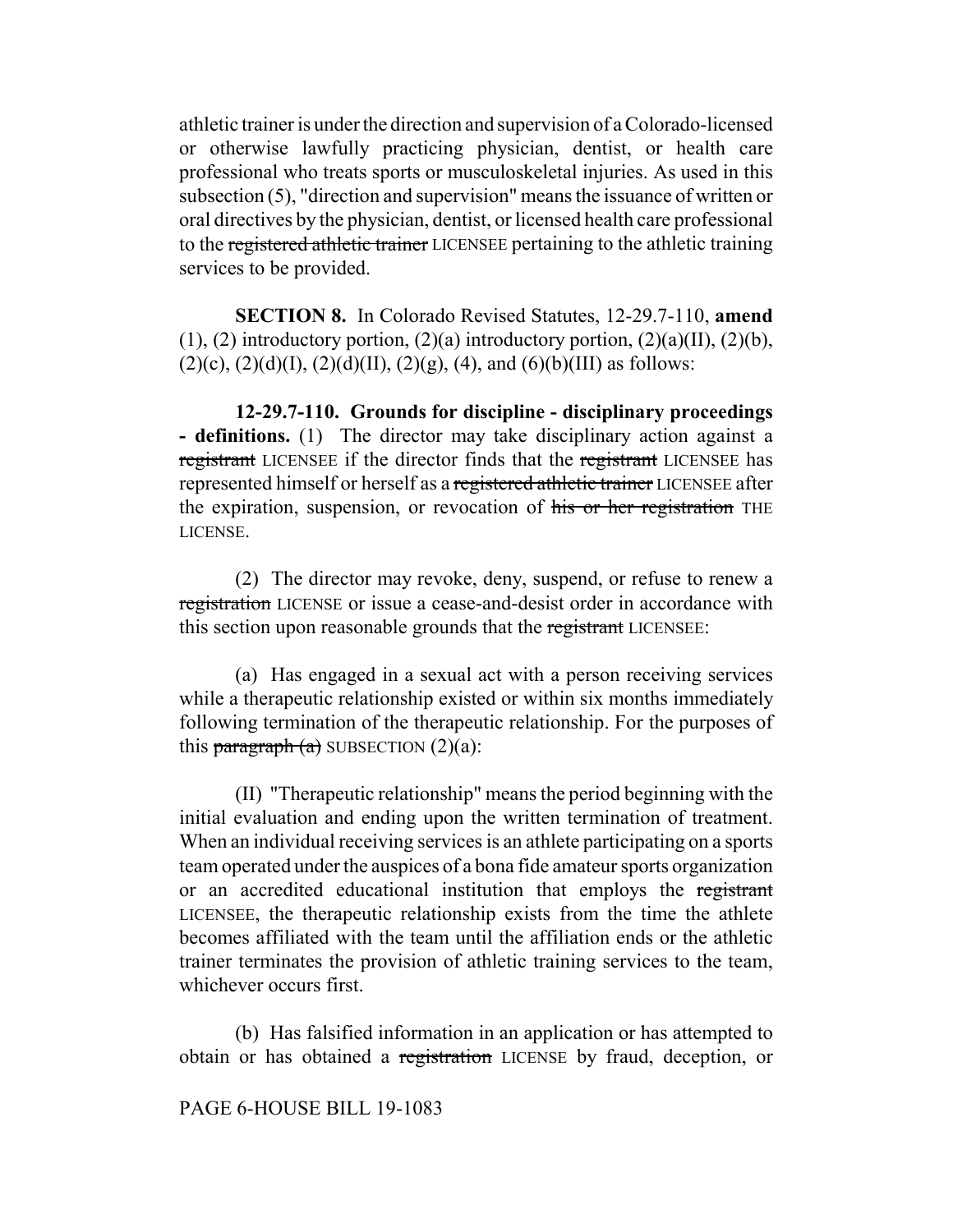athletic trainer is under the direction and supervision of a Colorado-licensed or otherwise lawfully practicing physician, dentist, or health care professional who treats sports or musculoskeletal injuries. As used in this subsection (5), "direction and supervision" means the issuance of written or oral directives by the physician, dentist, or licensed health care professional to the ~~registered athletic trainer~~ LICENSEE pertaining to the athletic training services to be provided.

**SECTION 8.** In Colorado Revised Statutes, 12-29.7-110, **amend** (1), (2) introductory portion, (2)(a) introductory portion, (2)(a)(II), (2)(b), (2)(c), (2)(d)(I), (2)(d)(II), (2)(g), (4), and (6)(b)(III) as follows:

**12-29.7-110. Grounds for discipline - disciplinary proceedings - definitions.** (1) The director may take disciplinary action against a ~~registrant~~ LICENSEE if the director finds that the ~~registrant~~ LICENSEE has represented himself or herself as a ~~registered athletic trainer~~ LICENSEE after the expiration, suspension, or revocation of ~~his or her registration~~ THE LICENSE.

(2) The director may revoke, deny, suspend, or refuse to renew a ~~registration~~ LICENSE or issue a cease-and-desist order in accordance with this section upon reasonable grounds that the ~~registrant~~ LICENSEE:

(a) Has engaged in a sexual act with a person receiving services while a therapeutic relationship existed or within six months immediately following termination of the therapeutic relationship. For the purposes of this ~~paragraph (a)~~ SUBSECTION (2)(a):

(II) "Therapeutic relationship" means the period beginning with the initial evaluation and ending upon the written termination of treatment. When an individual receiving services is an athlete participating on a sports team operated under the auspices of a bona fide amateur sports organization or an accredited educational institution that employs the ~~registrant~~ LICENSEE, the therapeutic relationship exists from the time the athlete becomes affiliated with the team until the affiliation ends or the athletic trainer terminates the provision of athletic training services to the team, whichever occurs first.

(b) Has falsified information in an application or has attempted to obtain or has obtained a ~~registration~~ LICENSE by fraud, deception, or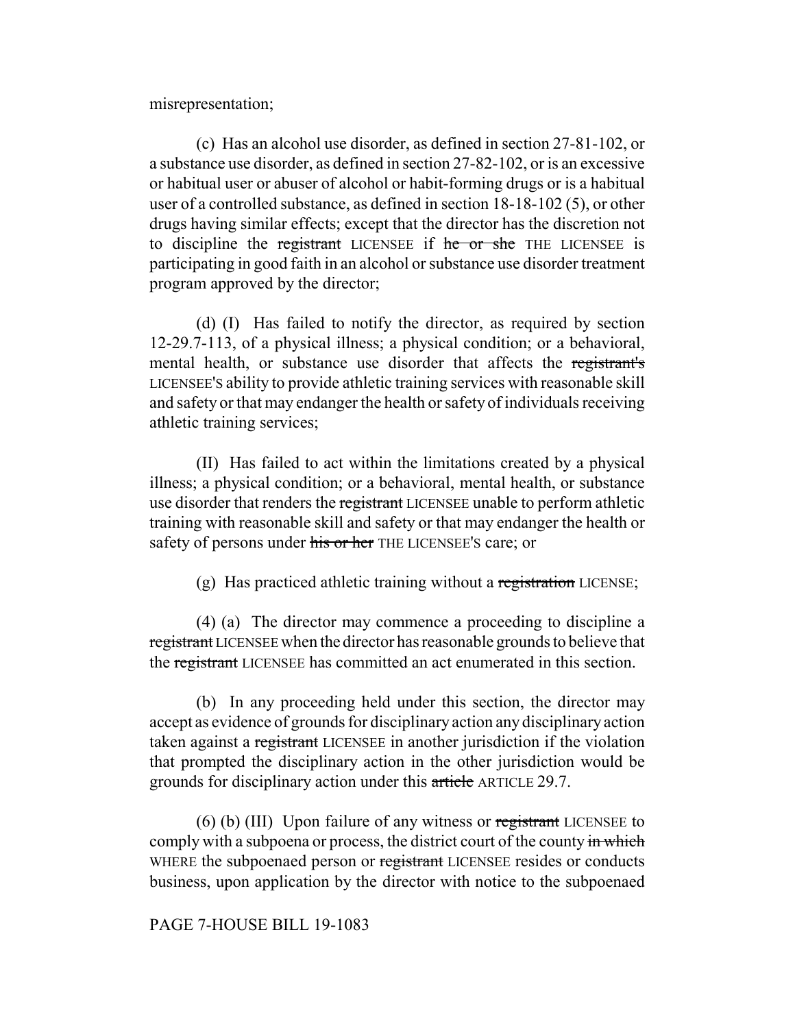misrepresentation;

(c) Has an alcohol use disorder, as defined in section 27-81-102, or a substance use disorder, as defined in section 27-82-102, or is an excessive or habitual user or abuser of alcohol or habit-forming drugs or is a habitual user of a controlled substance, as defined in section 18-18-102 (5), or other drugs having similar effects; except that the director has the discretion not to discipline the ~~registrant~~ LICENSEE if ~~he or she~~ THE LICENSEE is participating in good faith in an alcohol or substance use disorder treatment program approved by the director;

(d) (I) Has failed to notify the director, as required by section 12-29.7-113, of a physical illness; a physical condition; or a behavioral, mental health, or substance use disorder that affects the ~~registrant's~~ LICENSEE'S ability to provide athletic training services with reasonable skill and safety or that may endanger the health or safety of individuals receiving athletic training services;

(II) Has failed to act within the limitations created by a physical illness; a physical condition; or a behavioral, mental health, or substance use disorder that renders the ~~registrant~~ LICENSEE unable to perform athletic training with reasonable skill and safety or that may endanger the health or safety of persons under ~~his or her~~ THE LICENSEE'S care; or

(g) Has practiced athletic training without a ~~registration~~ LICENSE;

(4) (a) The director may commence a proceeding to discipline a ~~registrant~~ LICENSEE when the director has reasonable grounds to believe that the ~~registrant~~ LICENSEE has committed an act enumerated in this section.

(b) In any proceeding held under this section, the director may accept as evidence of grounds for disciplinary action any disciplinary action taken against a ~~registrant~~ LICENSEE in another jurisdiction if the violation that prompted the disciplinary action in the other jurisdiction would be grounds for disciplinary action under this ~~article~~ ARTICLE 29.7.

(6) (b) (III) Upon failure of any witness or ~~registrant~~ LICENSEE to comply with a subpoena or process, the district court of the county ~~in which~~ WHERE the subpoenaed person or ~~registrant~~ LICENSEE resides or conducts business, upon application by the director with notice to the subpoenaed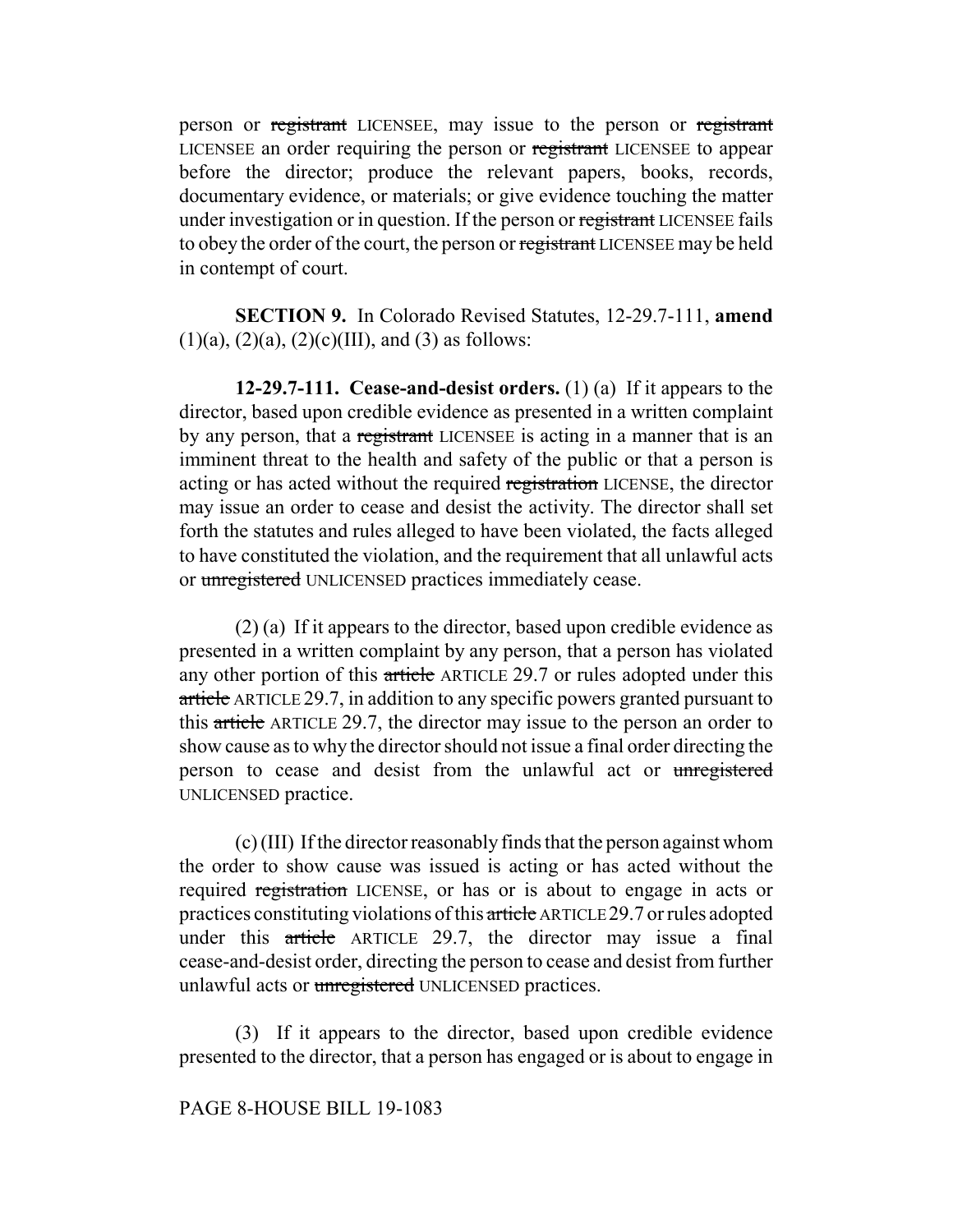person or ~~registrant~~ LICENSEE, may issue to the person or ~~registrant~~ LICENSEE an order requiring the person or ~~registrant~~ LICENSEE to appear before the director; produce the relevant papers, books, records, documentary evidence, or materials; or give evidence touching the matter under investigation or in question. If the person or ~~registrant~~ LICENSEE fails to obey the order of the court, the person or ~~registrant~~ LICENSEE may be held in contempt of court.

**SECTION 9.** In Colorado Revised Statutes, 12-29.7-111, **amend** (1)(a), (2)(a), (2)(c)(III), and (3) as follows:

**12-29.7-111. Cease-and-desist orders.** (1) (a) If it appears to the director, based upon credible evidence as presented in a written complaint by any person, that a ~~registrant~~ LICENSEE is acting in a manner that is an imminent threat to the health and safety of the public or that a person is acting or has acted without the required ~~registration~~ LICENSE, the director may issue an order to cease and desist the activity. The director shall set forth the statutes and rules alleged to have been violated, the facts alleged to have constituted the violation, and the requirement that all unlawful acts or ~~unregistered~~ UNLICENSED practices immediately cease.

(2) (a) If it appears to the director, based upon credible evidence as presented in a written complaint by any person, that a person has violated any other portion of this ~~article~~ ARTICLE 29.7 or rules adopted under this ~~article~~ ARTICLE 29.7, in addition to any specific powers granted pursuant to this ~~article~~ ARTICLE 29.7, the director may issue to the person an order to show cause as to why the director should not issue a final order directing the person to cease and desist from the unlawful act or ~~unregistered~~ UNLICENSED practice.

(c) (III) If the director reasonably finds that the person against whom the order to show cause was issued is acting or has acted without the required ~~registration~~ LICENSE, or has or is about to engage in acts or practices constituting violations of this ~~article~~ ARTICLE 29.7 or rules adopted under this ~~article~~ ARTICLE 29.7, the director may issue a final cease-and-desist order, directing the person to cease and desist from further unlawful acts or ~~unregistered~~ UNLICENSED practices.

(3) If it appears to the director, based upon credible evidence presented to the director, that a person has engaged or is about to engage in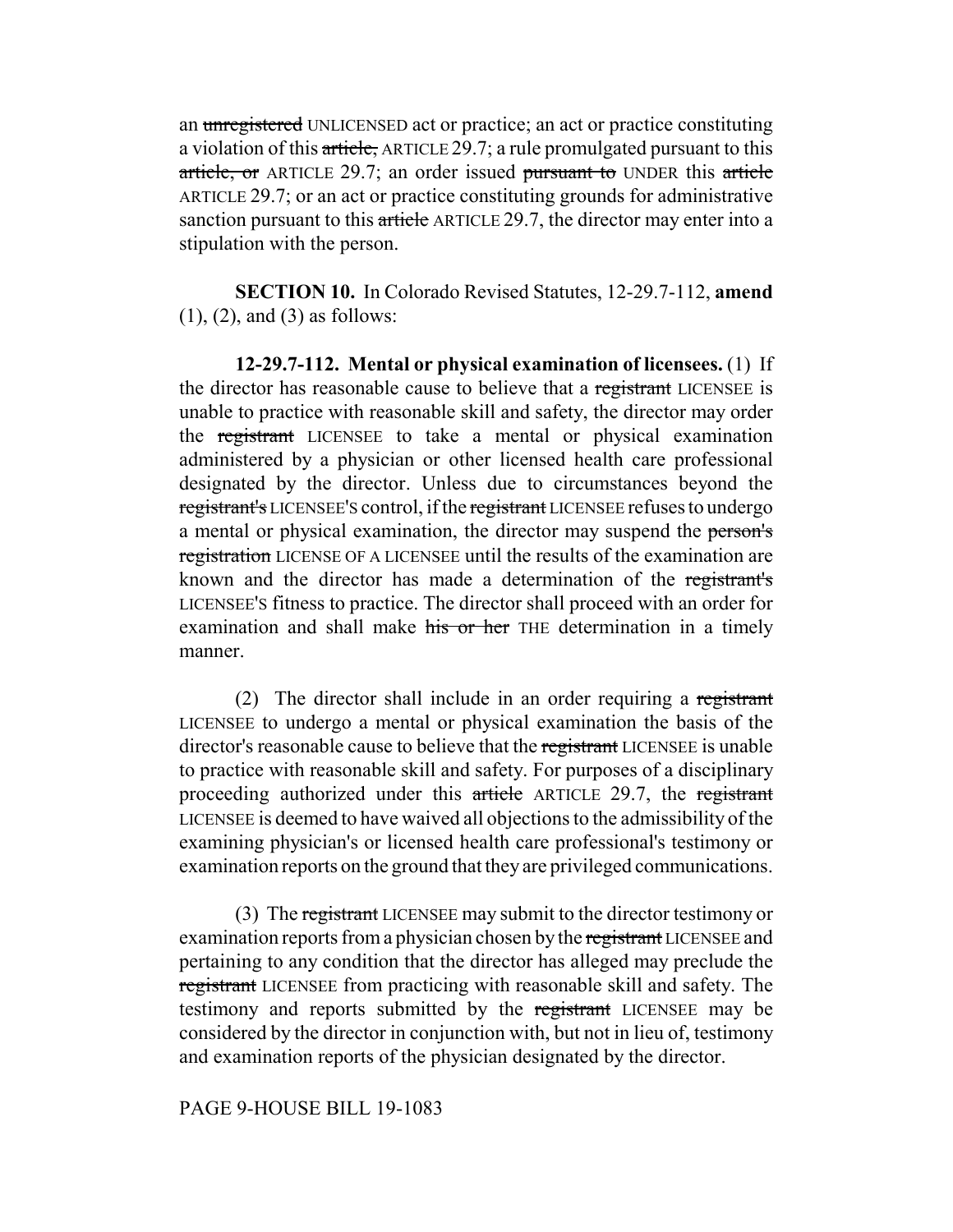an ~~unregistered~~ UNLICENSED act or practice; an act or practice constituting a violation of this ~~article,~~ ARTICLE 29.7; a rule promulgated pursuant to this ~~article, or~~ ARTICLE 29.7; an order issued ~~pursuant to~~ UNDER this ~~article~~ ARTICLE 29.7; or an act or practice constituting grounds for administrative sanction pursuant to this ~~article~~ ARTICLE 29.7, the director may enter into a stipulation with the person.

**SECTION 10.** In Colorado Revised Statutes, 12-29.7-112, **amend** (1), (2), and (3) as follows:

**12-29.7-112. Mental or physical examination of licensees.** (1) If the director has reasonable cause to believe that a ~~registrant~~ LICENSEE is unable to practice with reasonable skill and safety, the director may order the ~~registrant~~ LICENSEE to take a mental or physical examination administered by a physician or other licensed health care professional designated by the director. Unless due to circumstances beyond the ~~registrant's~~ LICENSEE'S control, if the ~~registrant~~ LICENSEE refuses to undergo a mental or physical examination, the director may suspend the ~~person's registration~~ LICENSE OF A LICENSEE until the results of the examination are known and the director has made a determination of the ~~registrant's~~ LICENSEE'S fitness to practice. The director shall proceed with an order for examination and shall make ~~his or her~~ THE determination in a timely manner.

(2) The director shall include in an order requiring a ~~registrant~~ LICENSEE to undergo a mental or physical examination the basis of the director's reasonable cause to believe that the ~~registrant~~ LICENSEE is unable to practice with reasonable skill and safety. For purposes of a disciplinary proceeding authorized under this ~~article~~ ARTICLE 29.7, the ~~registrant~~ LICENSEE is deemed to have waived all objections to the admissibility of the examining physician's or licensed health care professional's testimony or examination reports on the ground that they are privileged communications.

(3) The ~~registrant~~ LICENSEE may submit to the director testimony or examination reports from a physician chosen by the ~~registrant~~ LICENSEE and pertaining to any condition that the director has alleged may preclude the ~~registrant~~ LICENSEE from practicing with reasonable skill and safety. The testimony and reports submitted by the ~~registrant~~ LICENSEE may be considered by the director in conjunction with, but not in lieu of, testimony and examination reports of the physician designated by the director.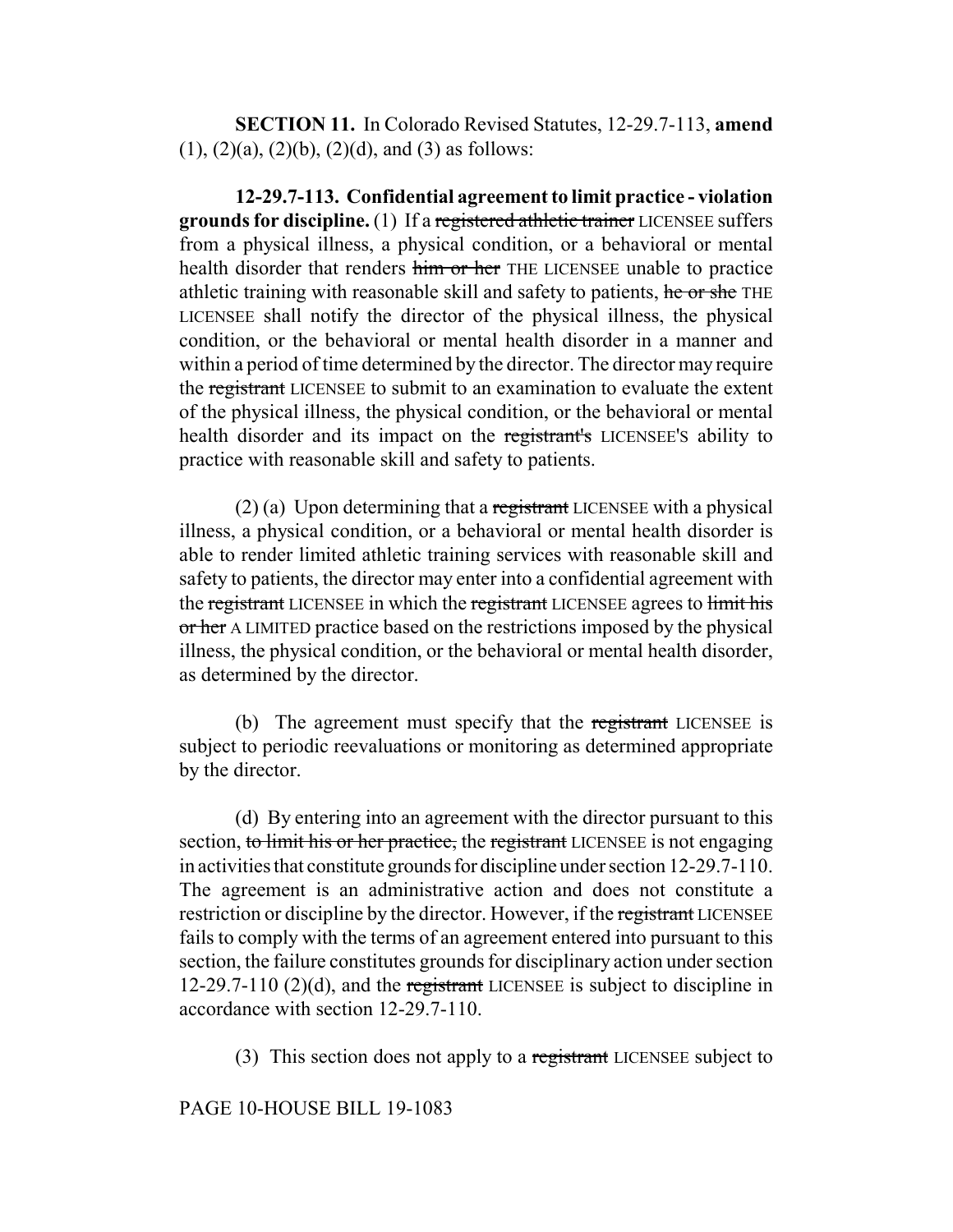**SECTION 11.** In Colorado Revised Statutes, 12-29.7-113, **amend** (1), (2)(a), (2)(b), (2)(d), and (3) as follows:

**12-29.7-113. Confidential agreement to limit practice - violation grounds for discipline.** (1) If a ~~registered athletic trainer~~ LICENSEE suffers from a physical illness, a physical condition, or a behavioral or mental health disorder that renders ~~him or her~~ THE LICENSEE unable to practice athletic training with reasonable skill and safety to patients, ~~he or she~~ THE LICENSEE shall notify the director of the physical illness, the physical condition, or the behavioral or mental health disorder in a manner and within a period of time determined by the director. The director may require the ~~registrant~~ LICENSEE to submit to an examination to evaluate the extent of the physical illness, the physical condition, or the behavioral or mental health disorder and its impact on the ~~registrant's~~ LICENSEE'S ability to practice with reasonable skill and safety to patients.

(2) (a) Upon determining that a ~~registrant~~ LICENSEE with a physical illness, a physical condition, or a behavioral or mental health disorder is able to render limited athletic training services with reasonable skill and safety to patients, the director may enter into a confidential agreement with the ~~registrant~~ LICENSEE in which the ~~registrant~~ LICENSEE agrees to ~~limit his or her~~ A LIMITED practice based on the restrictions imposed by the physical illness, the physical condition, or the behavioral or mental health disorder, as determined by the director.

(b) The agreement must specify that the ~~registrant~~ LICENSEE is subject to periodic reevaluations or monitoring as determined appropriate by the director.

(d) By entering into an agreement with the director pursuant to this section, ~~to limit his or her practice,~~ the ~~registrant~~ LICENSEE is not engaging in activities that constitute grounds for discipline under section 12-29.7-110. The agreement is an administrative action and does not constitute a restriction or discipline by the director. However, if the ~~registrant~~ LICENSEE fails to comply with the terms of an agreement entered into pursuant to this section, the failure constitutes grounds for disciplinary action under section 12-29.7-110 (2)(d), and the ~~registrant~~ LICENSEE is subject to discipline in accordance with section 12-29.7-110.

(3) This section does not apply to a ~~registrant~~ LICENSEE subject to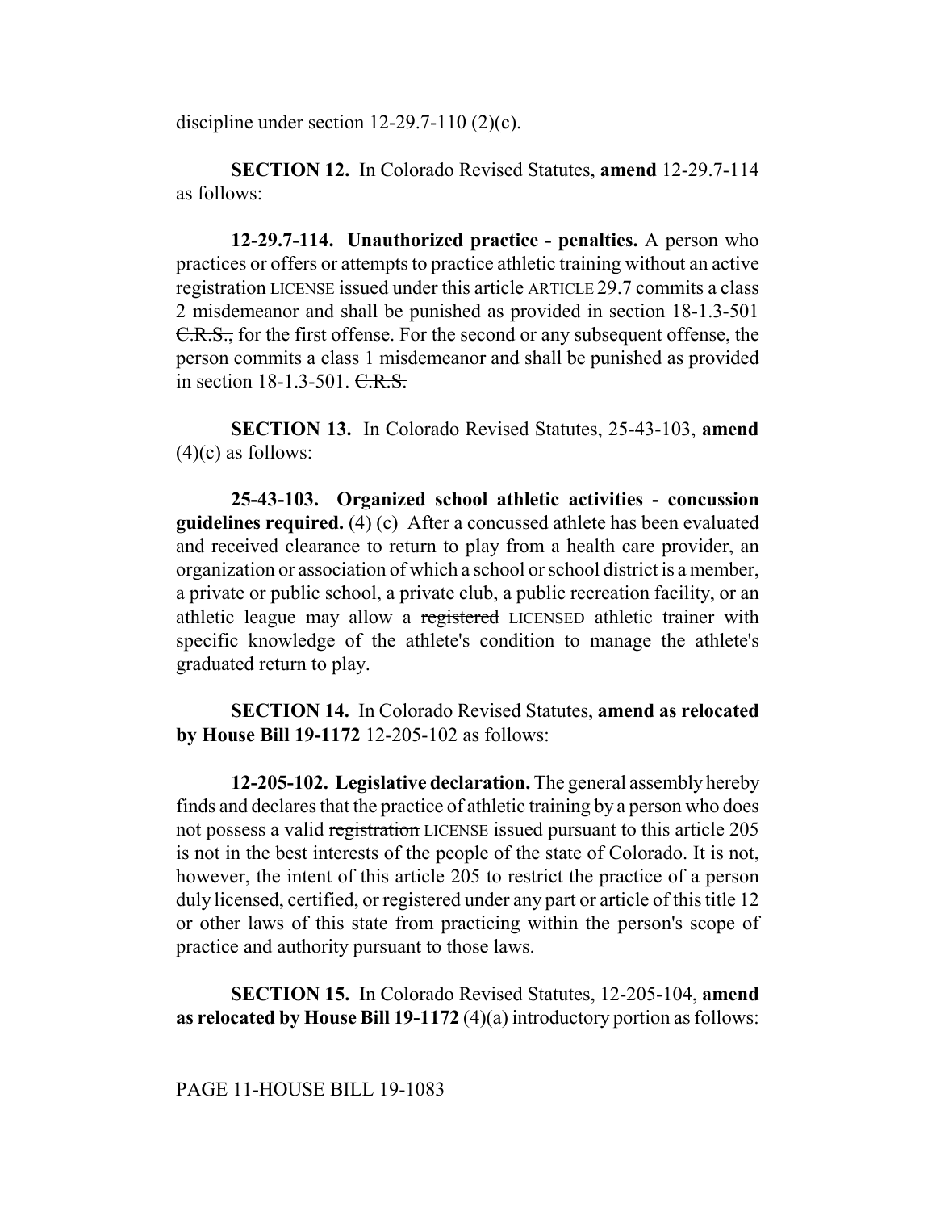discipline under section 12-29.7-110 (2)(c).

**SECTION 12.** In Colorado Revised Statutes, **amend** 12-29.7-114 as follows:

**12-29.7-114. Unauthorized practice - penalties.** A person who practices or offers or attempts to practice athletic training without an active ~~registration~~ LICENSE issued under this ~~article~~ ARTICLE 29.7 commits a class 2 misdemeanor and shall be punished as provided in section 18-1.3-501 ~~C.R.S.,~~ for the first offense. For the second or any subsequent offense, the person commits a class 1 misdemeanor and shall be punished as provided in section 18-1.3-501. ~~C.R.S.~~

**SECTION 13.** In Colorado Revised Statutes, 25-43-103, **amend** (4)(c) as follows:

**25-43-103. Organized school athletic activities - concussion guidelines required.** (4) (c) After a concussed athlete has been evaluated and received clearance to return to play from a health care provider, an organization or association of which a school or school district is a member, a private or public school, a private club, a public recreation facility, or an athletic league may allow a ~~registered~~ LICENSED athletic trainer with specific knowledge of the athlete's condition to manage the athlete's graduated return to play.

**SECTION 14.** In Colorado Revised Statutes, **amend as relocated by House Bill 19-1172** 12-205-102 as follows:

**12-205-102. Legislative declaration.** The general assembly hereby finds and declares that the practice of athletic training by a person who does not possess a valid ~~registration~~ LICENSE issued pursuant to this article 205 is not in the best interests of the people of the state of Colorado. It is not, however, the intent of this article 205 to restrict the practice of a person duly licensed, certified, or registered under any part or article of this title 12 or other laws of this state from practicing within the person's scope of practice and authority pursuant to those laws.

**SECTION 15.** In Colorado Revised Statutes, 12-205-104, **amend as relocated by House Bill 19-1172** (4)(a) introductory portion as follows:

PAGE 11-HOUSE BILL 19-1083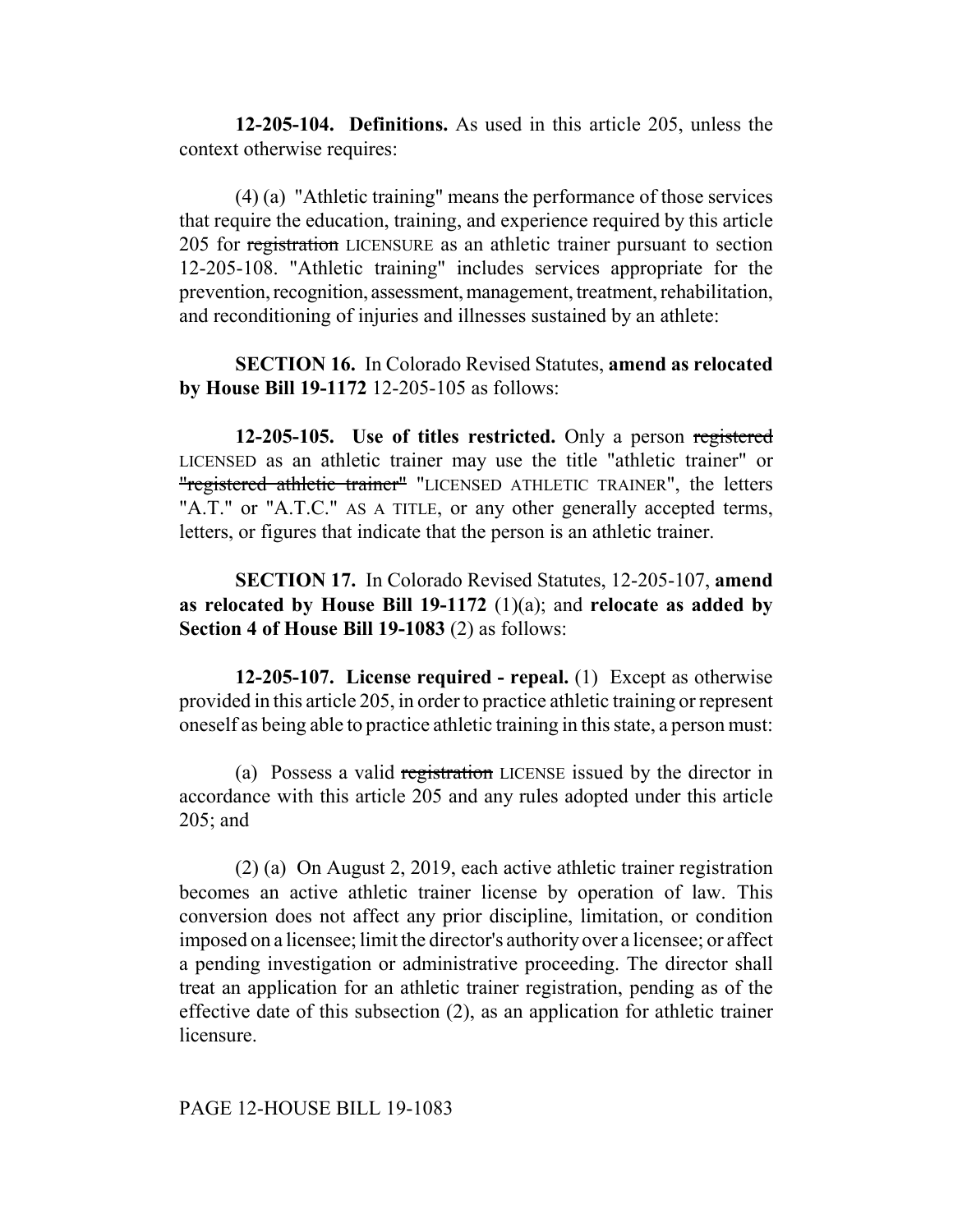**12-205-104. Definitions.** As used in this article 205, unless the context otherwise requires:

(4) (a) "Athletic training" means the performance of those services that require the education, training, and experience required by this article 205 for ~~registration~~ LICENSURE as an athletic trainer pursuant to section 12-205-108. "Athletic training" includes services appropriate for the prevention, recognition, assessment, management, treatment, rehabilitation, and reconditioning of injuries and illnesses sustained by an athlete:

**SECTION 16.** In Colorado Revised Statutes, **amend as relocated by House Bill 19-1172** 12-205-105 as follows:

**12-205-105. Use of titles restricted.** Only a person ~~registered~~ LICENSED as an athletic trainer may use the title "athletic trainer" or ~~"registered athletic trainer"~~ "LICENSED ATHLETIC TRAINER", the letters "A.T." or "A.T.C." AS A TITLE, or any other generally accepted terms, letters, or figures that indicate that the person is an athletic trainer.

**SECTION 17.** In Colorado Revised Statutes, 12-205-107, **amend as relocated by House Bill 19-1172** (1)(a); and **relocate as added by Section 4 of House Bill 19-1083** (2) as follows:

**12-205-107. License required - repeal.** (1) Except as otherwise provided in this article 205, in order to practice athletic training or represent oneself as being able to practice athletic training in this state, a person must:

(a) Possess a valid ~~registration~~ LICENSE issued by the director in accordance with this article 205 and any rules adopted under this article 205; and

(2) (a) On August 2, 2019, each active athletic trainer registration becomes an active athletic trainer license by operation of law. This conversion does not affect any prior discipline, limitation, or condition imposed on a licensee; limit the director's authority over a licensee; or affect a pending investigation or administrative proceeding. The director shall treat an application for an athletic trainer registration, pending as of the effective date of this subsection (2), as an application for athletic trainer licensure.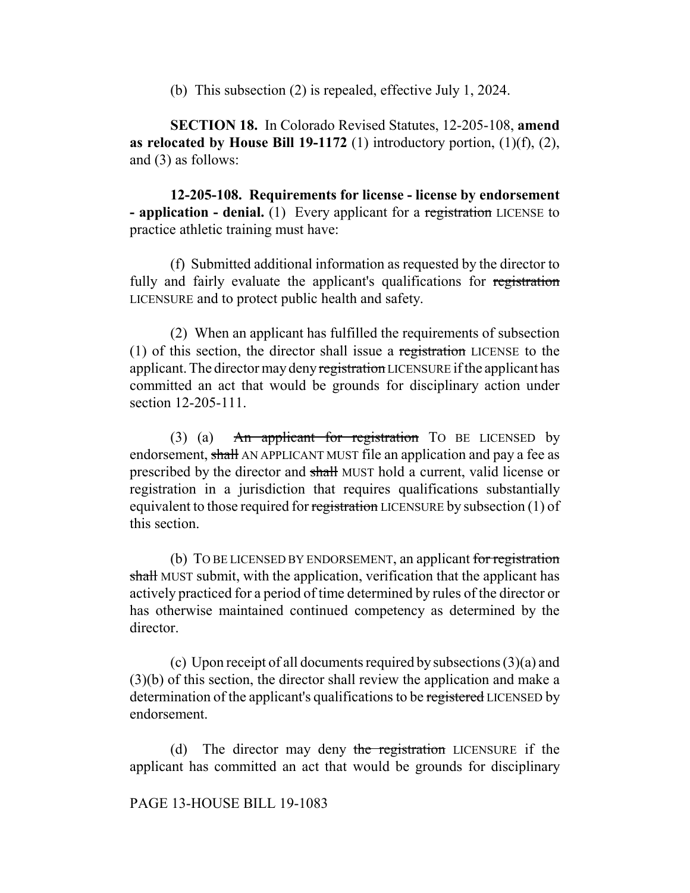(b) This subsection (2) is repealed, effective July 1, 2024.

**SECTION 18.** In Colorado Revised Statutes, 12-205-108, **amend as relocated by House Bill 19-1172** (1) introductory portion, (1)(f), (2), and (3) as follows:

**12-205-108. Requirements for license - license by endorsement - application - denial.** (1) Every applicant for a ~~registration~~ LICENSE to practice athletic training must have:

(f) Submitted additional information as requested by the director to fully and fairly evaluate the applicant's qualifications for ~~registration~~ LICENSURE and to protect public health and safety.

(2) When an applicant has fulfilled the requirements of subsection (1) of this section, the director shall issue a ~~registration~~ LICENSE to the applicant. The director may deny ~~registration~~ LICENSURE if the applicant has committed an act that would be grounds for disciplinary action under section 12-205-111.

(3) (a) ~~An applicant for registration~~ TO BE LICENSED by endorsement, ~~shall~~ AN APPLICANT MUST file an application and pay a fee as prescribed by the director and ~~shall~~ MUST hold a current, valid license or registration in a jurisdiction that requires qualifications substantially equivalent to those required for ~~registration~~ LICENSURE by subsection (1) of this section.

(b) TO BE LICENSED BY ENDORSEMENT, an applicant ~~for registration shall~~ MUST submit, with the application, verification that the applicant has actively practiced for a period of time determined by rules of the director or has otherwise maintained continued competency as determined by the director.

(c) Upon receipt of all documents required by subsections (3)(a) and (3)(b) of this section, the director shall review the application and make a determination of the applicant's qualifications to be ~~registered~~ LICENSED by endorsement.

(d) The director may deny ~~the registration~~ LICENSURE if the applicant has committed an act that would be grounds for disciplinary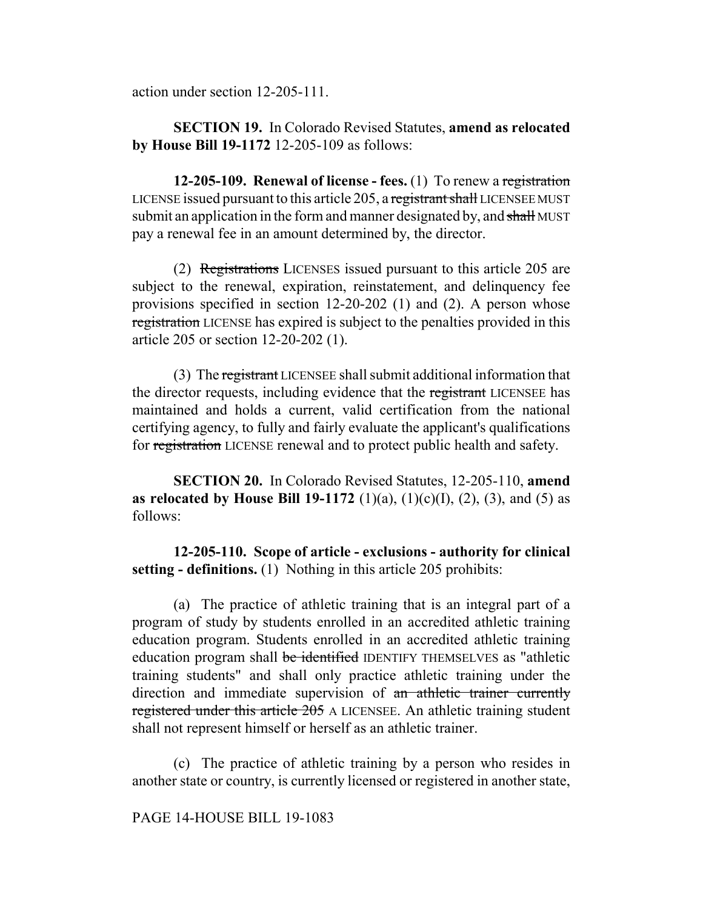action under section 12-205-111.

**SECTION 19.** In Colorado Revised Statutes, **amend as relocated by House Bill 19-1172** 12-205-109 as follows:

**12-205-109. Renewal of license - fees.** (1) To renew a ~~registration~~ LICENSE issued pursuant to this article 205, a ~~registrant shall~~ LICENSEE MUST submit an application in the form and manner designated by, and ~~shall~~ MUST pay a renewal fee in an amount determined by, the director.

(2) ~~Registrations~~ LICENSES issued pursuant to this article 205 are subject to the renewal, expiration, reinstatement, and delinquency fee provisions specified in section 12-20-202 (1) and (2). A person whose ~~registration~~ LICENSE has expired is subject to the penalties provided in this article 205 or section 12-20-202 (1).

(3) The ~~registrant~~ LICENSEE shall submit additional information that the director requests, including evidence that the ~~registrant~~ LICENSEE has maintained and holds a current, valid certification from the national certifying agency, to fully and fairly evaluate the applicant's qualifications for ~~registration~~ LICENSE renewal and to protect public health and safety.

**SECTION 20.** In Colorado Revised Statutes, 12-205-110, **amend as relocated by House Bill 19-1172** (1)(a), (1)(c)(I), (2), (3), and (5) as follows:

**12-205-110. Scope of article - exclusions - authority for clinical setting - definitions.** (1) Nothing in this article 205 prohibits:

(a) The practice of athletic training that is an integral part of a program of study by students enrolled in an accredited athletic training education program. Students enrolled in an accredited athletic training education program shall ~~be identified~~ IDENTIFY THEMSELVES as "athletic training students" and shall only practice athletic training under the direction and immediate supervision of ~~an athletic trainer currently registered under this article 205~~ A LICENSEE. An athletic training student shall not represent himself or herself as an athletic trainer.

(c) The practice of athletic training by a person who resides in another state or country, is currently licensed or registered in another state,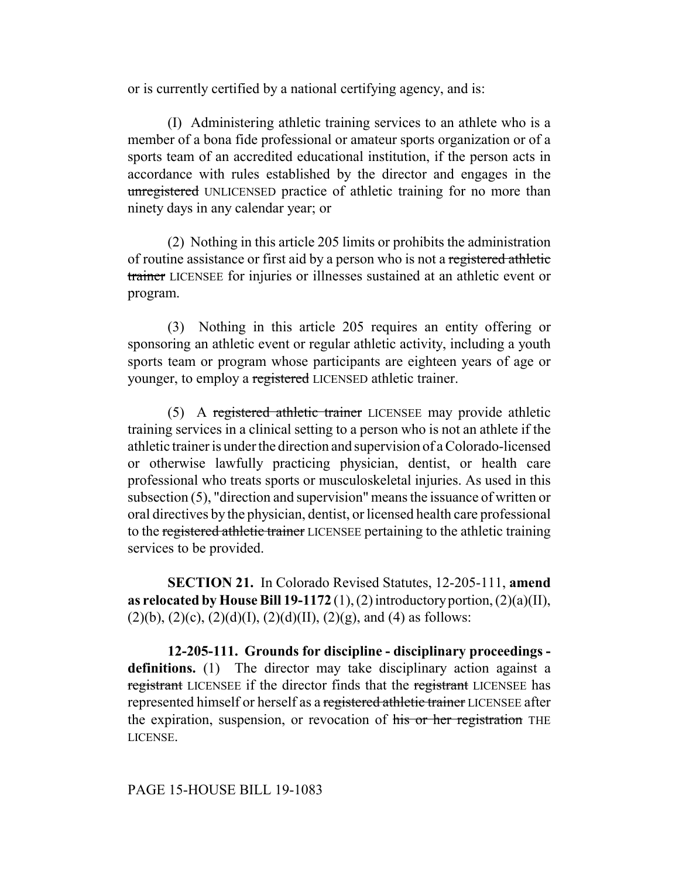or is currently certified by a national certifying agency, and is:

(I) Administering athletic training services to an athlete who is a member of a bona fide professional or amateur sports organization or of a sports team of an accredited educational institution, if the person acts in accordance with rules established by the director and engages in the ~~unregistered~~ UNLICENSED practice of athletic training for no more than ninety days in any calendar year; or

(2) Nothing in this article 205 limits or prohibits the administration of routine assistance or first aid by a person who is not a ~~registered athletic trainer~~ LICENSEE for injuries or illnesses sustained at an athletic event or program.

(3) Nothing in this article 205 requires an entity offering or sponsoring an athletic event or regular athletic activity, including a youth sports team or program whose participants are eighteen years of age or younger, to employ a ~~registered~~ LICENSED athletic trainer.

(5) A ~~registered athletic trainer~~ LICENSEE may provide athletic training services in a clinical setting to a person who is not an athlete if the athletic trainer is under the direction and supervision of a Colorado-licensed or otherwise lawfully practicing physician, dentist, or health care professional who treats sports or musculoskeletal injuries. As used in this subsection (5), "direction and supervision" means the issuance of written or oral directives by the physician, dentist, or licensed health care professional to the ~~registered athletic trainer~~ LICENSEE pertaining to the athletic training services to be provided.

**SECTION 21.** In Colorado Revised Statutes, 12-205-111, **amend as relocated by House Bill 19-1172** (1), (2) introductory portion, (2)(a)(II), (2)(b), (2)(c), (2)(d)(I), (2)(d)(II), (2)(g), and (4) as follows:

**12-205-111. Grounds for discipline - disciplinary proceedings - definitions.** (1) The director may take disciplinary action against a ~~registrant~~ LICENSEE if the director finds that the ~~registrant~~ LICENSEE has represented himself or herself as a ~~registered athletic trainer~~ LICENSEE after the expiration, suspension, or revocation of ~~his or her registration~~ THE LICENSE.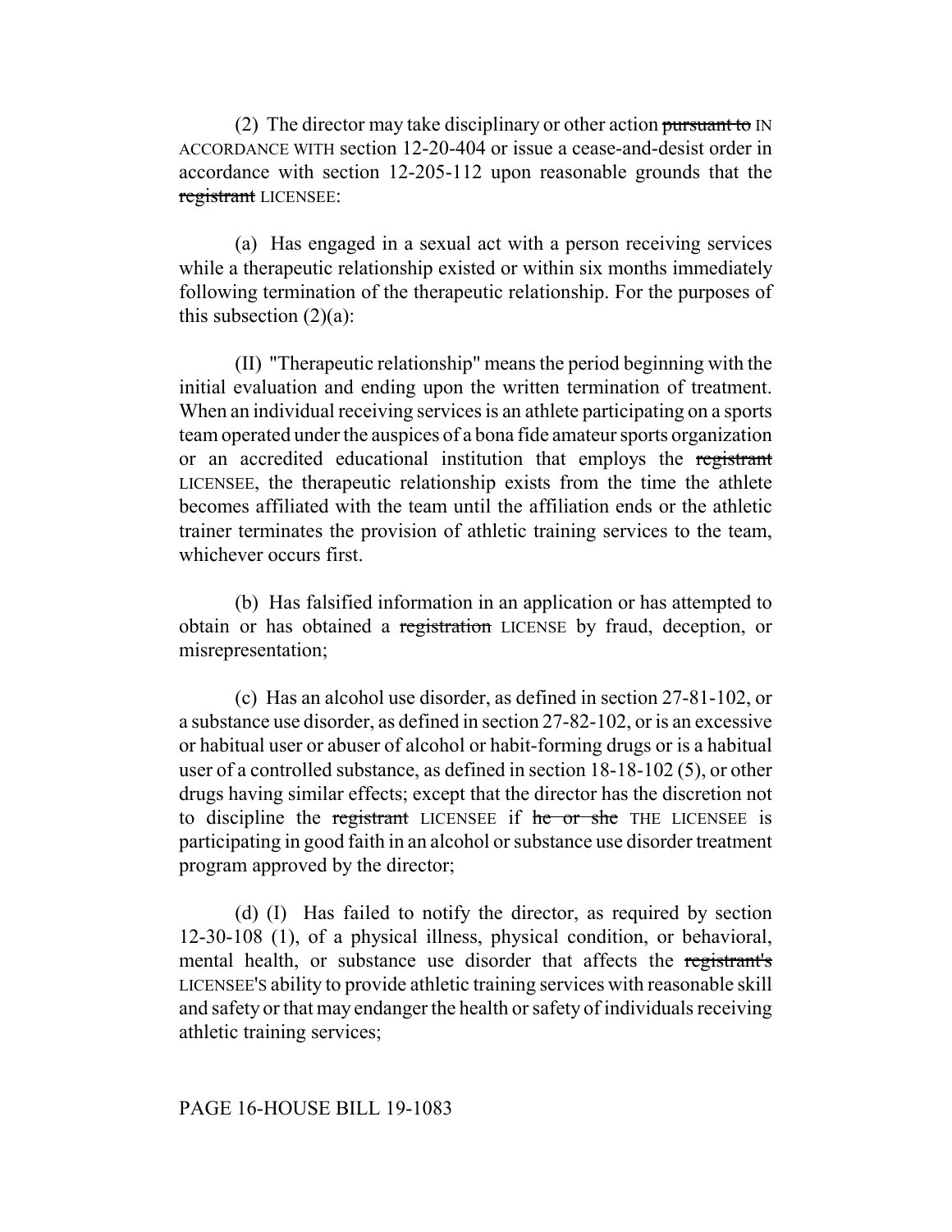(2) The director may take disciplinary or other action ~~pursuant to~~ IN ACCORDANCE WITH section 12-20-404 or issue a cease-and-desist order in accordance with section 12-205-112 upon reasonable grounds that the ~~registrant~~ LICENSEE:

(a) Has engaged in a sexual act with a person receiving services while a therapeutic relationship existed or within six months immediately following termination of the therapeutic relationship. For the purposes of this subsection (2)(a):

(II) "Therapeutic relationship" means the period beginning with the initial evaluation and ending upon the written termination of treatment. When an individual receiving services is an athlete participating on a sports team operated under the auspices of a bona fide amateur sports organization or an accredited educational institution that employs the ~~registrant~~ LICENSEE, the therapeutic relationship exists from the time the athlete becomes affiliated with the team until the affiliation ends or the athletic trainer terminates the provision of athletic training services to the team, whichever occurs first.

(b) Has falsified information in an application or has attempted to obtain or has obtained a ~~registration~~ LICENSE by fraud, deception, or misrepresentation;

(c) Has an alcohol use disorder, as defined in section 27-81-102, or a substance use disorder, as defined in section 27-82-102, or is an excessive or habitual user or abuser of alcohol or habit-forming drugs or is a habitual user of a controlled substance, as defined in section 18-18-102 (5), or other drugs having similar effects; except that the director has the discretion not to discipline the ~~registrant~~ LICENSEE if ~~he or she~~ THE LICENSEE is participating in good faith in an alcohol or substance use disorder treatment program approved by the director;

(d) (I) Has failed to notify the director, as required by section 12-30-108 (1), of a physical illness, physical condition, or behavioral, mental health, or substance use disorder that affects the ~~registrant's~~ LICENSEE'S ability to provide athletic training services with reasonable skill and safety or that may endanger the health or safety of individuals receiving athletic training services;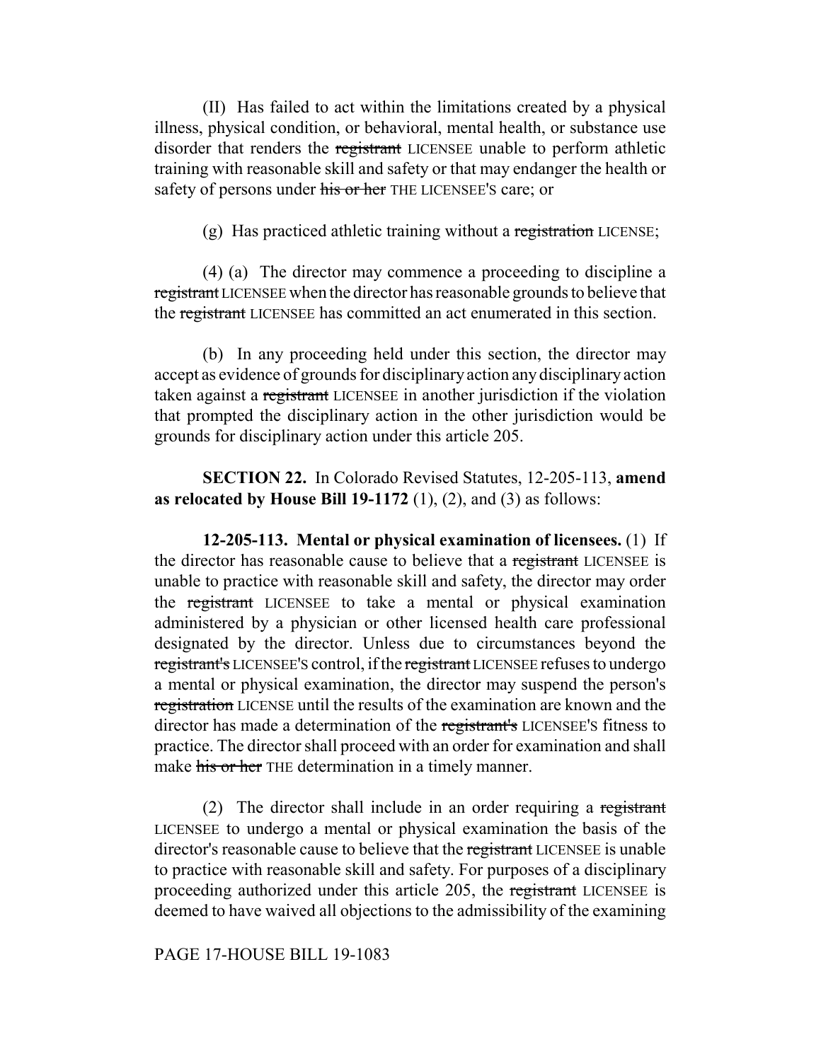(II) Has failed to act within the limitations created by a physical illness, physical condition, or behavioral, mental health, or substance use disorder that renders the ~~registrant~~ LICENSEE unable to perform athletic training with reasonable skill and safety or that may endanger the health or safety of persons under ~~his or her~~ THE LICENSEE'S care; or

(g) Has practiced athletic training without a ~~registration~~ LICENSE;

(4) (a) The director may commence a proceeding to discipline a ~~registrant~~ LICENSEE when the director has reasonable grounds to believe that the ~~registrant~~ LICENSEE has committed an act enumerated in this section.

(b) In any proceeding held under this section, the director may accept as evidence of grounds for disciplinary action any disciplinary action taken against a ~~registrant~~ LICENSEE in another jurisdiction if the violation that prompted the disciplinary action in the other jurisdiction would be grounds for disciplinary action under this article 205.

**SECTION 22.** In Colorado Revised Statutes, 12-205-113, **amend as relocated by House Bill 19-1172** (1), (2), and (3) as follows:

**12-205-113. Mental or physical examination of licensees.** (1) If the director has reasonable cause to believe that a ~~registrant~~ LICENSEE is unable to practice with reasonable skill and safety, the director may order the ~~registrant~~ LICENSEE to take a mental or physical examination administered by a physician or other licensed health care professional designated by the director. Unless due to circumstances beyond the ~~registrant's~~ LICENSEE'S control, if the ~~registrant~~ LICENSEE refuses to undergo a mental or physical examination, the director may suspend the person's ~~registration~~ LICENSE until the results of the examination are known and the director has made a determination of the ~~registrant's~~ LICENSEE'S fitness to practice. The director shall proceed with an order for examination and shall make ~~his or her~~ THE determination in a timely manner.

(2) The director shall include in an order requiring a ~~registrant~~ LICENSEE to undergo a mental or physical examination the basis of the director's reasonable cause to believe that the ~~registrant~~ LICENSEE is unable to practice with reasonable skill and safety. For purposes of a disciplinary proceeding authorized under this article 205, the ~~registrant~~ LICENSEE is deemed to have waived all objections to the admissibility of the examining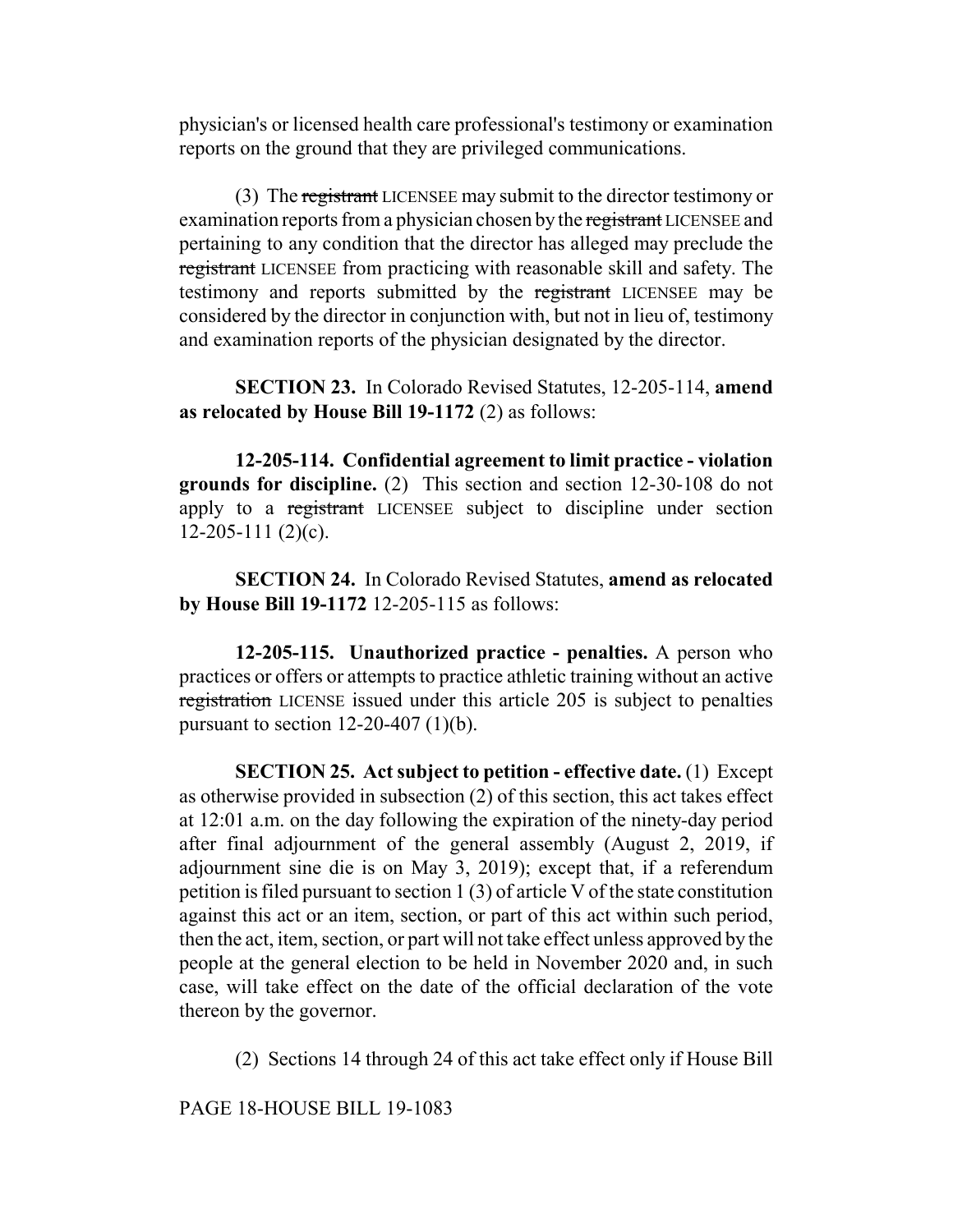physician's or licensed health care professional's testimony or examination reports on the ground that they are privileged communications.

(3) The ~~registrant~~ LICENSEE may submit to the director testimony or examination reports from a physician chosen by the ~~registrant~~ LICENSEE and pertaining to any condition that the director has alleged may preclude the ~~registrant~~ LICENSEE from practicing with reasonable skill and safety. The testimony and reports submitted by the ~~registrant~~ LICENSEE may be considered by the director in conjunction with, but not in lieu of, testimony and examination reports of the physician designated by the director.

**SECTION 23.** In Colorado Revised Statutes, 12-205-114, **amend as relocated by House Bill 19-1172** (2) as follows:

**12-205-114. Confidential agreement to limit practice - violation grounds for discipline.** (2) This section and section 12-30-108 do not apply to a ~~registrant~~ LICENSEE subject to discipline under section 12-205-111 (2)(c).

**SECTION 24.** In Colorado Revised Statutes, **amend as relocated by House Bill 19-1172** 12-205-115 as follows:

**12-205-115. Unauthorized practice - penalties.** A person who practices or offers or attempts to practice athletic training without an active ~~registration~~ LICENSE issued under this article 205 is subject to penalties pursuant to section 12-20-407 (1)(b).

**SECTION 25. Act subject to petition - effective date.** (1) Except as otherwise provided in subsection (2) of this section, this act takes effect at 12:01 a.m. on the day following the expiration of the ninety-day period after final adjournment of the general assembly (August 2, 2019, if adjournment sine die is on May 3, 2019); except that, if a referendum petition is filed pursuant to section 1 (3) of article V of the state constitution against this act or an item, section, or part of this act within such period, then the act, item, section, or part will not take effect unless approved by the people at the general election to be held in November 2020 and, in such case, will take effect on the date of the official declaration of the vote thereon by the governor.

(2) Sections 14 through 24 of this act take effect only if House Bill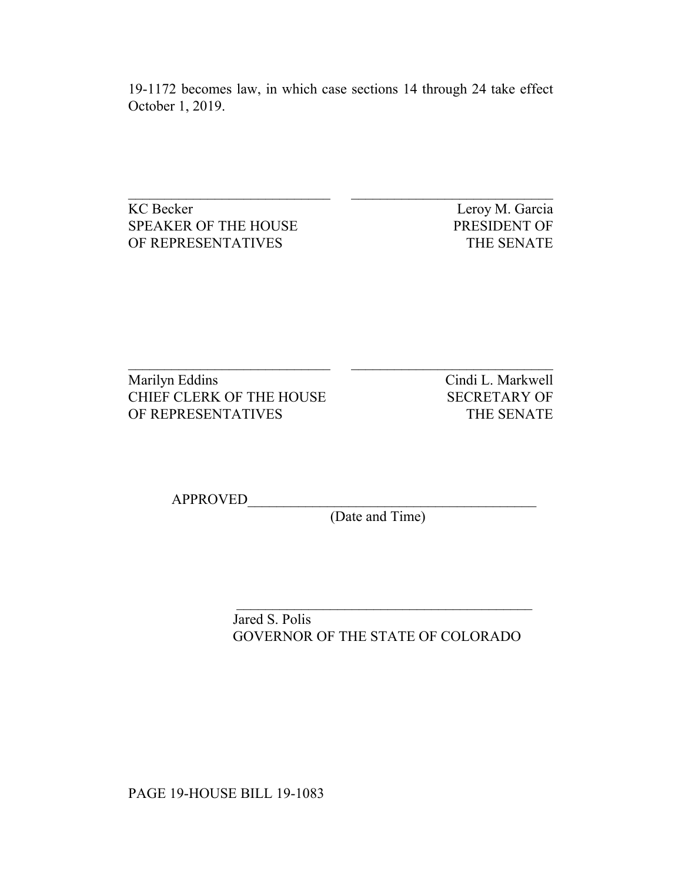19-1172 becomes law, in which case sections 14 through 24 take effect October 1, 2019.

____________________________ ____________________________
KC Becker Leroy M. Garcia
SPEAKER OF THE HOUSE PRESIDENT OF
OF REPRESENTATIVES THE SENATE

____________________________ ____________________________
Marilyn Eddins Cindi L. Markwell
CHIEF CLERK OF THE HOUSE SECRETARY OF
OF REPRESENTATIVES THE SENATE

APPROVED________________________________________
(Date and Time)

_________________________________________
Jared S. Polis
GOVERNOR OF THE STATE OF COLORADO